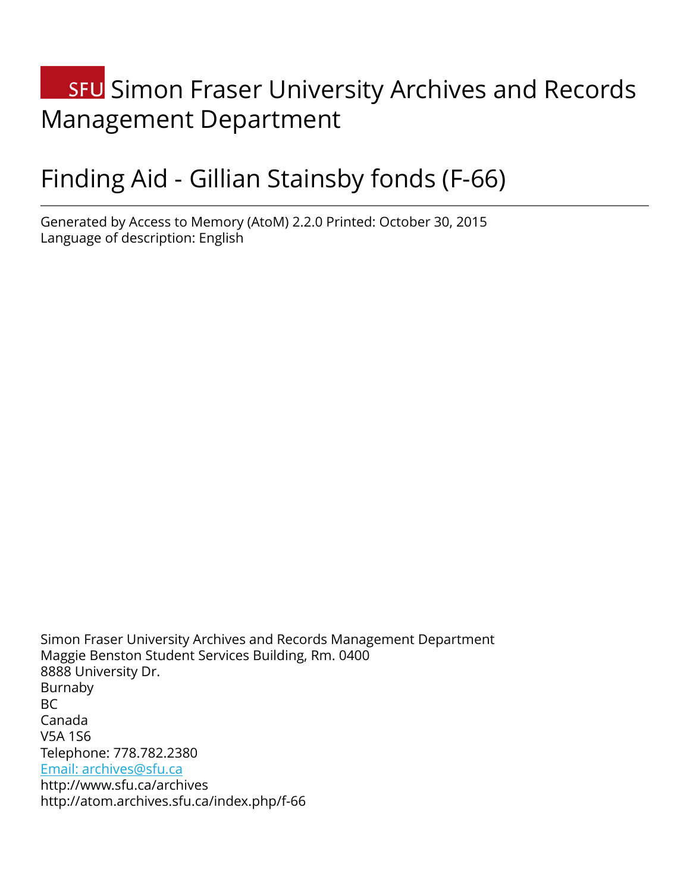# SFU Simon Fraser University Archives and Records Management Department

# Finding Aid - Gillian Stainsby fonds (F-66)

---

Generated by Access to Memory (AtoM) 2.2.0 Printed: October 30, 2015
Language of description: English

Simon Fraser University Archives and Records Management Department
Maggie Benston Student Services Building, Rm. 0400
8888 University Dr.
Burnaby
BC
Canada
V5A 1S6
Telephone: 778.782.2380
Email: archives@sfu.ca
http://www.sfu.ca/archives
http://atom.archives.sfu.ca/index.php/f-66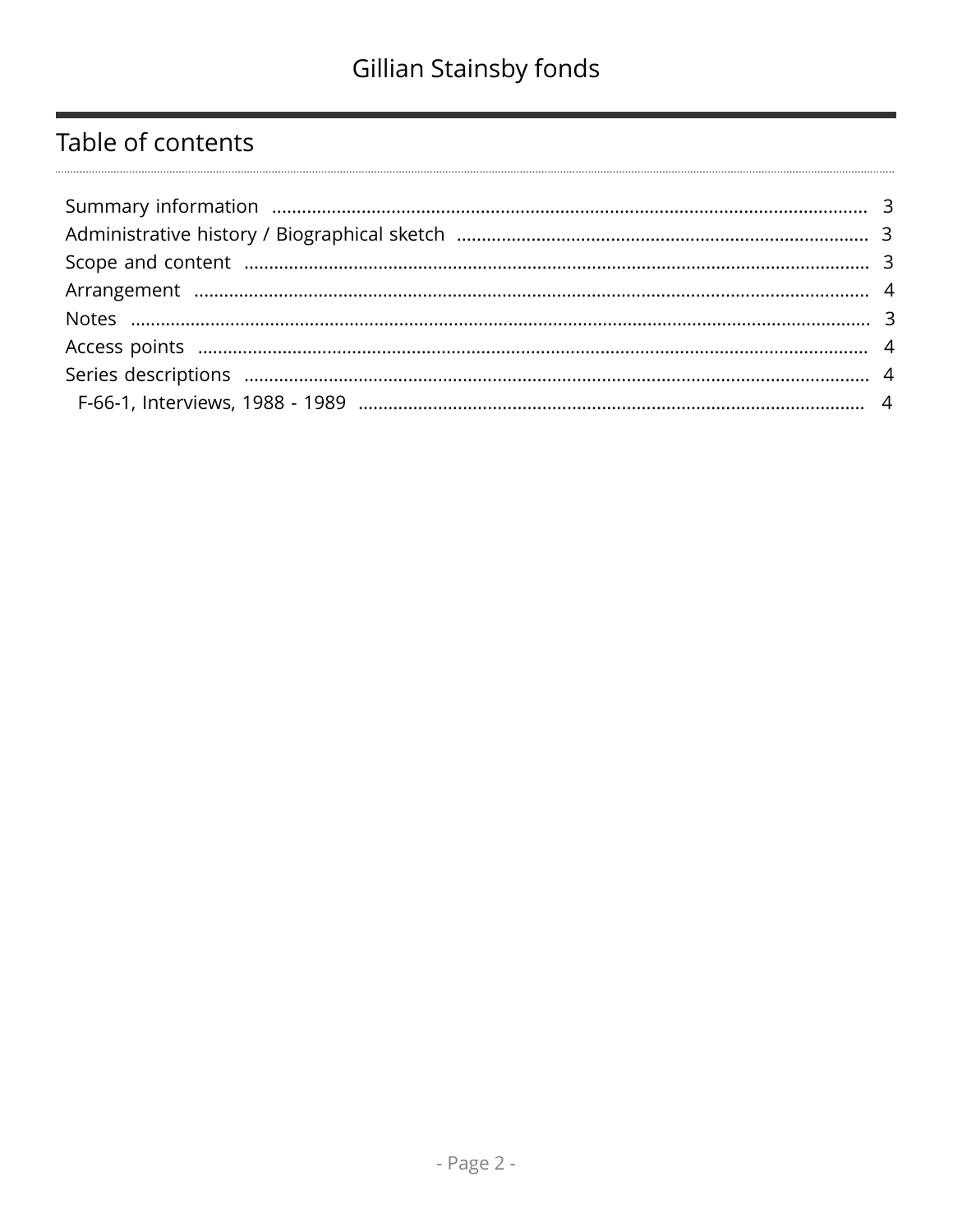## Table of contents

- Summary information ........ 3
- Administrative history / Biographical sketch ........ 3
- Scope and content ........ 3
- Arrangement ........ 4
- Notes ........ 3
- Access points ........ 4
- Series descriptions ........ 4
  - F-66-1, Interviews, 1988 - 1989 ........ 4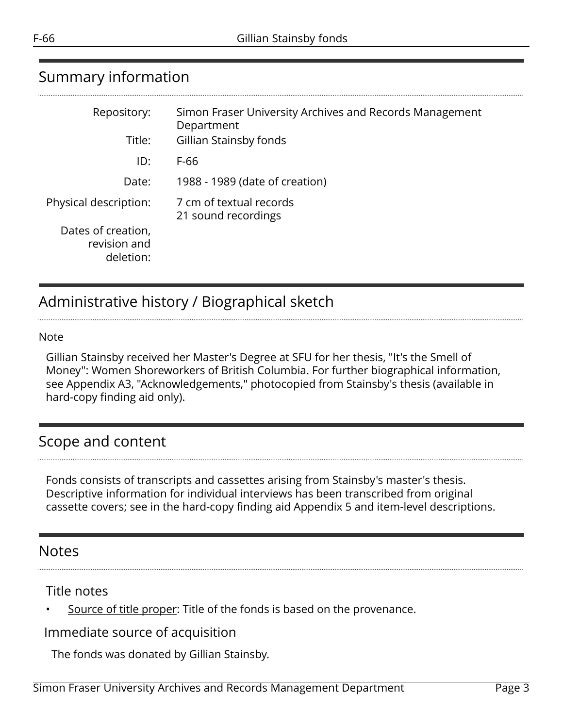## Summary information

| | |
|---|---|
| Repository: | Simon Fraser University Archives and Records Management Department |
| Title: | Gillian Stainsby fonds |
| ID: | F-66 |
| Date: | 1988 - 1989 (date of creation) |
| Physical description: | 7 cm of textual records<br>21 sound recordings |
| Dates of creation, revision and deletion: | |

## Administrative history / Biographical sketch

Note

Gillian Stainsby received her Master's Degree at SFU for her thesis, "It's the Smell of Money": Women Shoreworkers of British Columbia. For further biographical information, see Appendix A3, "Acknowledgements," photocopied from Stainsby's thesis (available in hard-copy finding aid only).

## Scope and content

Fonds consists of transcripts and cassettes arising from Stainsby's master's thesis. Descriptive information for individual interviews has been transcribed from original cassette covers; see in the hard-copy finding aid Appendix 5 and item-level descriptions.

## Notes

### Title notes

- Source of title proper: Title of the fonds is based on the provenance.

### Immediate source of acquisition

The fonds was donated by Gillian Stainsby.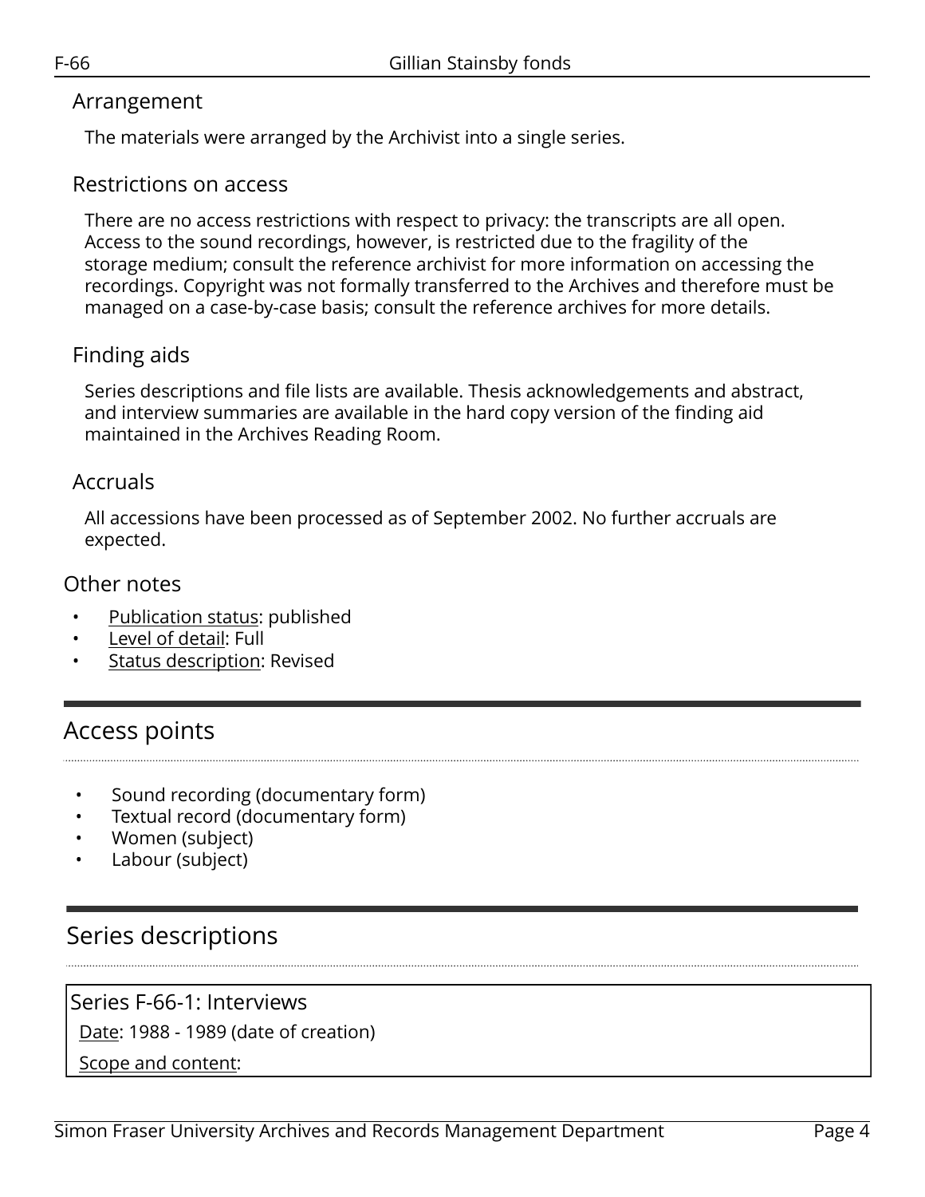### Arrangement

The materials were arranged by the Archivist into a single series.

### Restrictions on access

There are no access restrictions with respect to privacy: the transcripts are all open. Access to the sound recordings, however, is restricted due to the fragility of the storage medium; consult the reference archivist for more information on accessing the recordings. Copyright was not formally transferred to the Archives and therefore must be managed on a case-by-case basis; consult the reference archives for more details.

### Finding aids

Series descriptions and file lists are available. Thesis acknowledgements and abstract, and interview summaries are available in the hard copy version of the finding aid maintained in the Archives Reading Room.

### Accruals

All accessions have been processed as of September 2002. No further accruals are expected.

### Other notes

- Publication status: published
- Level of detail: Full
- Status description: Revised

## Access points

- Sound recording (documentary form)
- Textual record (documentary form)
- Women (subject)
- Labour (subject)

## Series descriptions

### Series F-66-1: Interviews

Date: 1988 - 1989 (date of creation)

Scope and content: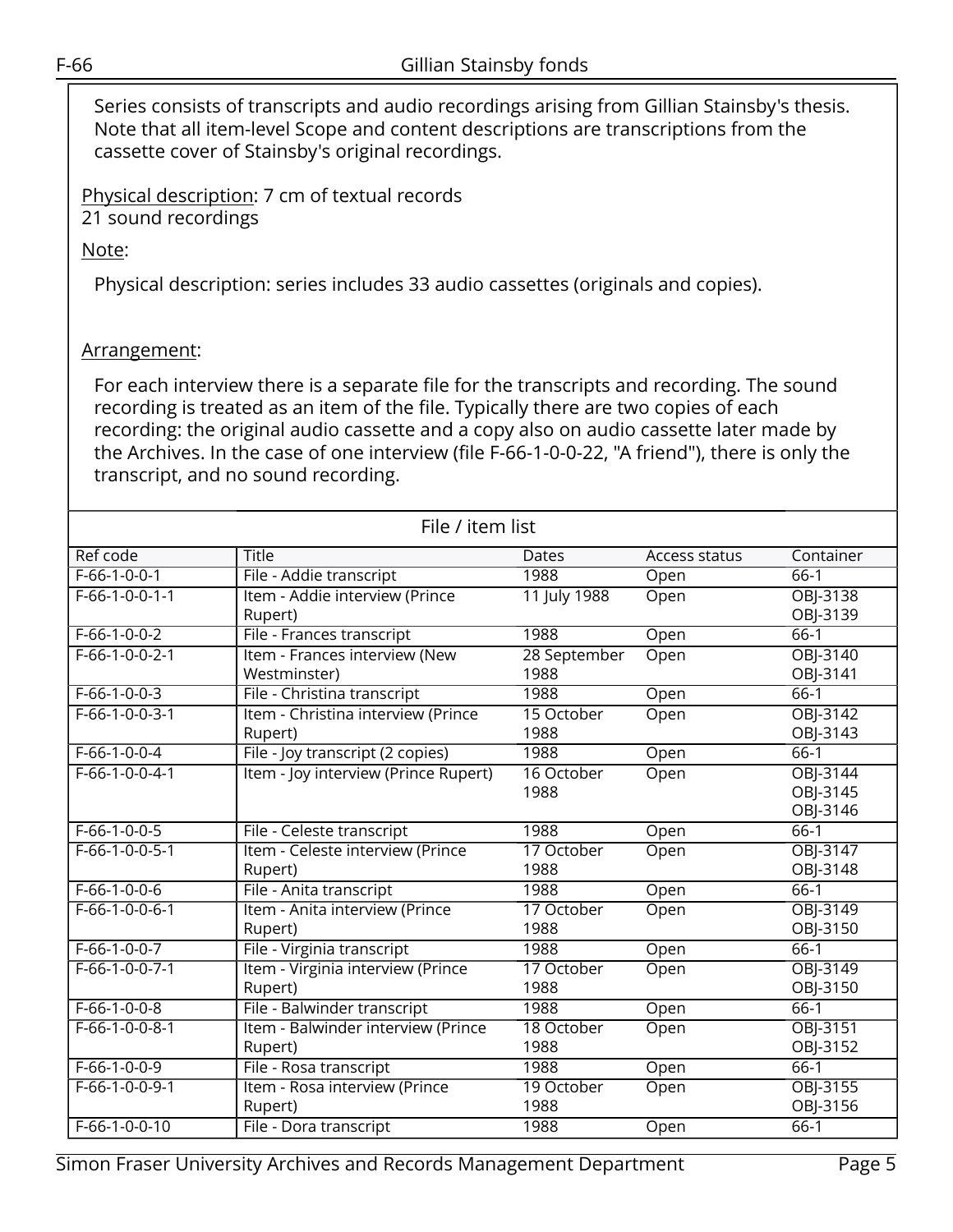Series consists of transcripts and audio recordings arising from Gillian Stainsby's thesis. Note that all item-level Scope and content descriptions are transcriptions from the cassette cover of Stainsby's original recordings.

Physical description: 7 cm of textual records
21 sound recordings

Note:

Physical description: series includes 33 audio cassettes (originals and copies).

Arrangement:

For each interview there is a separate file for the transcripts and recording. The sound recording is treated as an item of the file. Typically there are two copies of each recording: the original audio cassette and a copy also on audio cassette later made by the Archives. In the case of one interview (file F-66-1-0-0-22, "A friend"), there is only the transcript, and no sound recording.

File / item list

| Ref code | Title | Dates | Access status | Container |
|---|---|---|---|---|
| F-66-1-0-0-1 | File - Addie transcript | 1988 | Open | 66-1 |
| F-66-1-0-0-1-1 | Item - Addie interview (Prince Rupert) | 11 July 1988 | Open | OBJ-3138 OBJ-3139 |
| F-66-1-0-0-2 | File - Frances transcript | 1988 | Open | 66-1 |
| F-66-1-0-0-2-1 | Item - Frances interview (New Westminster) | 28 September 1988 | Open | OBJ-3140 OBJ-3141 |
| F-66-1-0-0-3 | File - Christina transcript | 1988 | Open | 66-1 |
| F-66-1-0-0-3-1 | Item - Christina interview (Prince Rupert) | 15 October 1988 | Open | OBJ-3142 OBJ-3143 |
| F-66-1-0-0-4 | File - Joy transcript (2 copies) | 1988 | Open | 66-1 |
| F-66-1-0-0-4-1 | Item - Joy interview (Prince Rupert) | 16 October 1988 | Open | OBJ-3144 OBJ-3145 OBJ-3146 |
| F-66-1-0-0-5 | File - Celeste transcript | 1988 | Open | 66-1 |
| F-66-1-0-0-5-1 | Item - Celeste interview (Prince Rupert) | 17 October 1988 | Open | OBJ-3147 OBJ-3148 |
| F-66-1-0-0-6 | File - Anita transcript | 1988 | Open | 66-1 |
| F-66-1-0-0-6-1 | Item - Anita interview (Prince Rupert) | 17 October 1988 | Open | OBJ-3149 OBJ-3150 |
| F-66-1-0-0-7 | File - Virginia transcript | 1988 | Open | 66-1 |
| F-66-1-0-0-7-1 | Item - Virginia interview (Prince Rupert) | 17 October 1988 | Open | OBJ-3149 OBJ-3150 |
| F-66-1-0-0-8 | File - Balwinder transcript | 1988 | Open | 66-1 |
| F-66-1-0-0-8-1 | Item - Balwinder interview (Prince Rupert) | 18 October 1988 | Open | OBJ-3151 OBJ-3152 |
| F-66-1-0-0-9 | File - Rosa transcript | 1988 | Open | 66-1 |
| F-66-1-0-0-9-1 | Item - Rosa interview (Prince Rupert) | 19 October 1988 | Open | OBJ-3155 OBJ-3156 |
| F-66-1-0-0-10 | File - Dora transcript | 1988 | Open | 66-1 |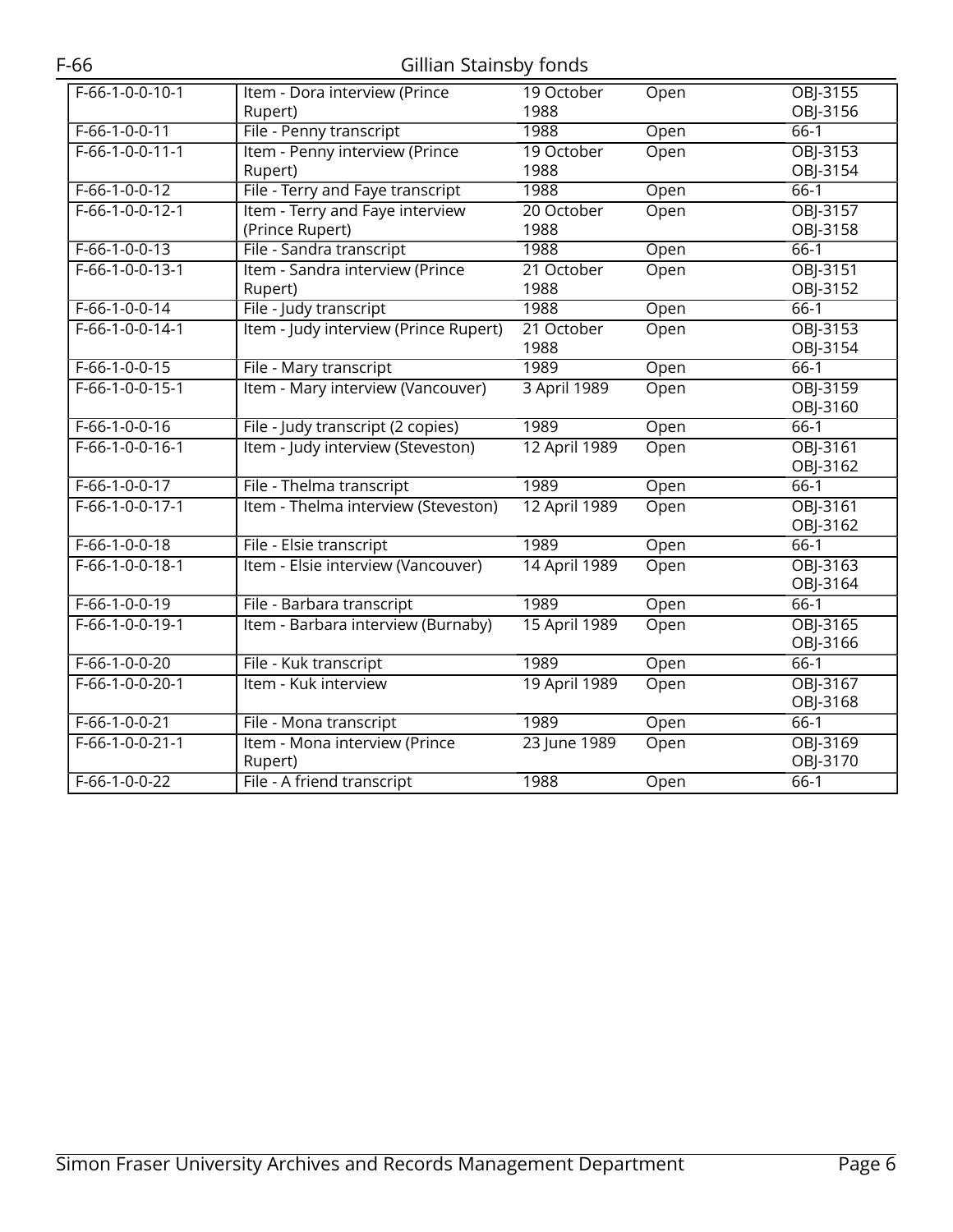| | | | | |
|---|---|---|---|---|
| F-66-1-0-0-10-1 | Item - Dora interview (Prince Rupert) | 19 October 1988 | Open | OBJ-3155 OBJ-3156 |
| F-66-1-0-0-11 | File - Penny transcript | 1988 | Open | 66-1 |
| F-66-1-0-0-11-1 | Item - Penny interview (Prince Rupert) | 19 October 1988 | Open | OBJ-3153 OBJ-3154 |
| F-66-1-0-0-12 | File - Terry and Faye transcript | 1988 | Open | 66-1 |
| F-66-1-0-0-12-1 | Item - Terry and Faye interview (Prince Rupert) | 20 October 1988 | Open | OBJ-3157 OBJ-3158 |
| F-66-1-0-0-13 | File - Sandra transcript | 1988 | Open | 66-1 |
| F-66-1-0-0-13-1 | Item - Sandra interview (Prince Rupert) | 21 October 1988 | Open | OBJ-3151 OBJ-3152 |
| F-66-1-0-0-14 | File - Judy transcript | 1988 | Open | 66-1 |
| F-66-1-0-0-14-1 | Item - Judy interview (Prince Rupert) | 21 October 1988 | Open | OBJ-3153 OBJ-3154 |
| F-66-1-0-0-15 | File - Mary transcript | 1989 | Open | 66-1 |
| F-66-1-0-0-15-1 | Item - Mary interview (Vancouver) | 3 April 1989 | Open | OBJ-3159 OBJ-3160 |
| F-66-1-0-0-16 | File - Judy transcript (2 copies) | 1989 | Open | 66-1 |
| F-66-1-0-0-16-1 | Item - Judy interview (Steveston) | 12 April 1989 | Open | OBJ-3161 OBJ-3162 |
| F-66-1-0-0-17 | File - Thelma transcript | 1989 | Open | 66-1 |
| F-66-1-0-0-17-1 | Item - Thelma interview (Steveston) | 12 April 1989 | Open | OBJ-3161 OBJ-3162 |
| F-66-1-0-0-18 | File - Elsie transcript | 1989 | Open | 66-1 |
| F-66-1-0-0-18-1 | Item - Elsie interview (Vancouver) | 14 April 1989 | Open | OBJ-3163 OBJ-3164 |
| F-66-1-0-0-19 | File - Barbara transcript | 1989 | Open | 66-1 |
| F-66-1-0-0-19-1 | Item - Barbara interview (Burnaby) | 15 April 1989 | Open | OBJ-3165 OBJ-3166 |
| F-66-1-0-0-20 | File - Kuk transcript | 1989 | Open | 66-1 |
| F-66-1-0-0-20-1 | Item - Kuk interview | 19 April 1989 | Open | OBJ-3167 OBJ-3168 |
| F-66-1-0-0-21 | File - Mona transcript | 1989 | Open | 66-1 |
| F-66-1-0-0-21-1 | Item - Mona interview (Prince Rupert) | 23 June 1989 | Open | OBJ-3169 OBJ-3170 |
| F-66-1-0-0-22 | File - A friend transcript | 1988 | Open | 66-1 |